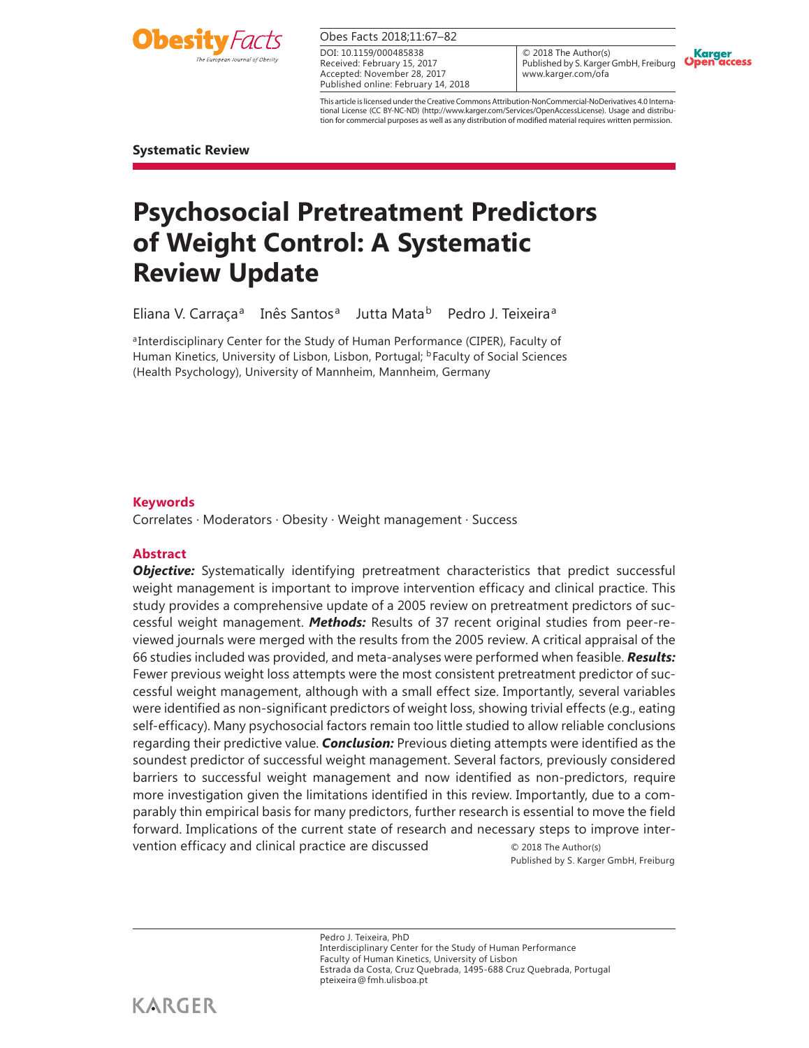Systematic Review

# Psychosocial Pretreatment Predictors of Weight Control: A Systematic Review Update

Eliana V. Carraça[a] Inês Santos[a] Jutta Mata[b] Pedro J. Teixeira[a]

[a]Interdisciplinary Center for the Study of Human Performance (CIPER), Faculty of Human Kinetics, University of Lisbon, Lisbon, Portugal; [b]Faculty of Social Sciences (Health Psychology), University of Mannheim, Mannheim, Germany

DOI: 10.1159/000485838
Received: February 15, 2017
Accepted: November 28, 2017
Published online: February 14, 2018

© 2018 The Author(s)
Published by S. Karger GmbH, Freiburg
www.karger.com/ofa

This article is licensed under the Creative Commons Attribution-NonCommercial-NoDerivatives 4.0 International License (CC BY-NC-ND) (http://www.karger.com/Services/OpenAccessLicense). Usage and distribution for commercial purposes as well as any distribution of modified material requires written permission.

## Keywords

Correlates · Moderators · Obesity · Weight management · Success

## Abstract

***Objective:*** Systematically identifying pretreatment characteristics that predict successful weight management is important to improve intervention efficacy and clinical practice. This study provides a comprehensive update of a 2005 review on pretreatment predictors of successful weight management. ***Methods:*** Results of 37 recent original studies from peer-reviewed journals were merged with the results from the 2005 review. A critical appraisal of the 66 studies included was provided, and meta-analyses were performed when feasible. ***Results:*** Fewer previous weight loss attempts were the most consistent pretreatment predictor of successful weight management, although with a small effect size. Importantly, several variables were identified as non-significant predictors of weight loss, showing trivial effects (e.g., eating self-efficacy). Many psychosocial factors remain too little studied to allow reliable conclusions regarding their predictive value. ***Conclusion:*** Previous dieting attempts were identified as the soundest predictor of successful weight management. Several factors, previously considered barriers to successful weight management and now identified as non-predictors, require more investigation given the limitations identified in this review. Importantly, due to a comparably thin empirical basis for many predictors, further research is essential to move the field forward. Implications of the current state of research and necessary steps to improve intervention efficacy and clinical practice are discussed

© 2018 The Author(s)
Published by S. Karger GmbH, Freiburg

Pedro J. Teixeira, PhD
Interdisciplinary Center for the Study of Human Performance
Faculty of Human Kinetics, University of Lisbon
Estrada da Costa, Cruz Quebrada, 1495-688 Cruz Quebrada, Portugal
pteixeira@fmh.ulisboa.pt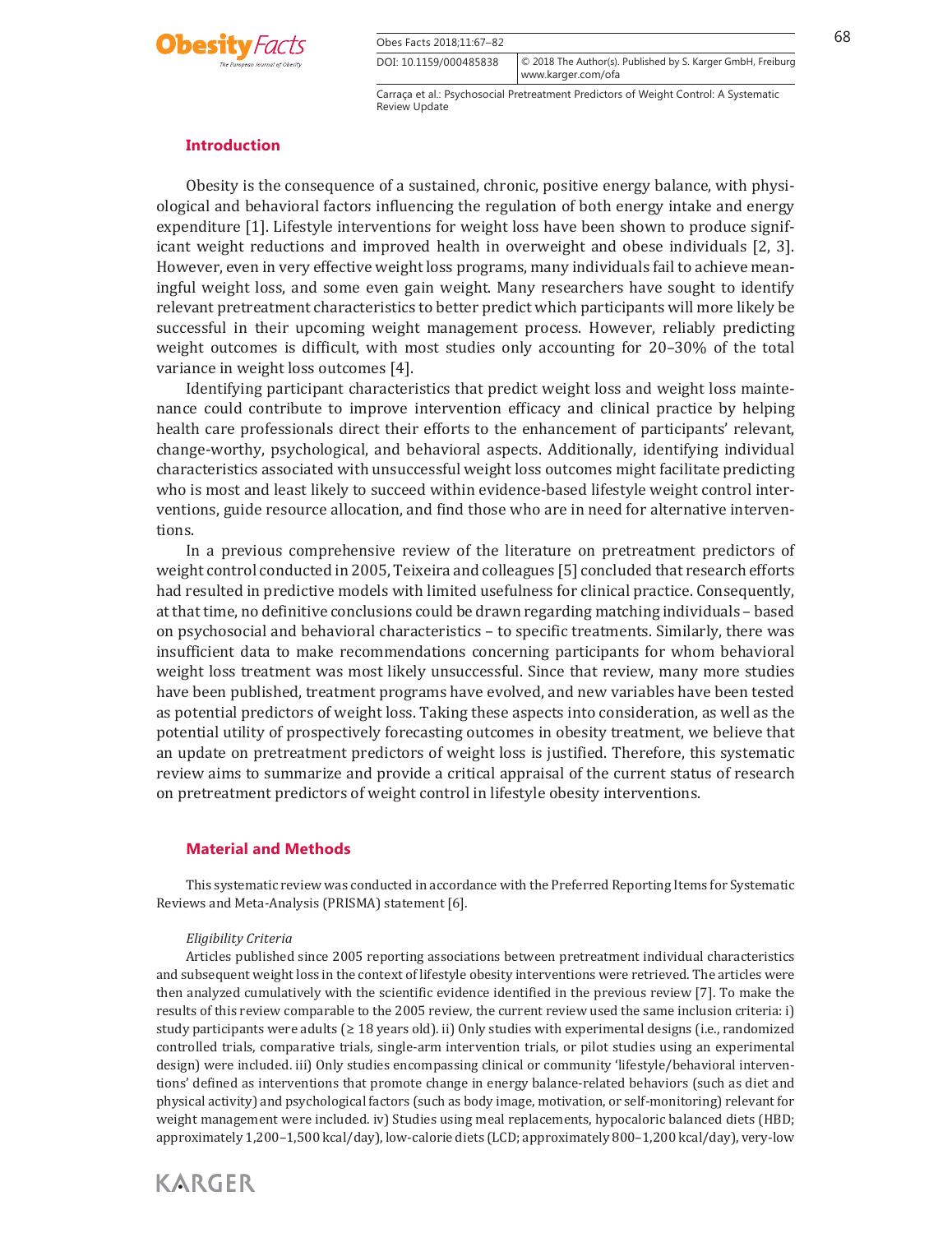## Introduction

Obesity is the consequence of a sustained, chronic, positive energy balance, with physiological and behavioral factors influencing the regulation of both energy intake and energy expenditure [1]. Lifestyle interventions for weight loss have been shown to produce significant weight reductions and improved health in overweight and obese individuals [2, 3]. However, even in very effective weight loss programs, many individuals fail to achieve meaningful weight loss, and some even gain weight. Many researchers have sought to identify relevant pretreatment characteristics to better predict which participants will more likely be successful in their upcoming weight management process. However, reliably predicting weight outcomes is difficult, with most studies only accounting for 20–30% of the total variance in weight loss outcomes [4].

Identifying participant characteristics that predict weight loss and weight loss maintenance could contribute to improve intervention efficacy and clinical practice by helping health care professionals direct their efforts to the enhancement of participants' relevant, change-worthy, psychological, and behavioral aspects. Additionally, identifying individual characteristics associated with unsuccessful weight loss outcomes might facilitate predicting who is most and least likely to succeed within evidence-based lifestyle weight control interventions, guide resource allocation, and find those who are in need for alternative interventions.

In a previous comprehensive review of the literature on pretreatment predictors of weight control conducted in 2005, Teixeira and colleagues [5] concluded that research efforts had resulted in predictive models with limited usefulness for clinical practice. Consequently, at that time, no definitive conclusions could be drawn regarding matching individuals – based on psychosocial and behavioral characteristics – to specific treatments. Similarly, there was insufficient data to make recommendations concerning participants for whom behavioral weight loss treatment was most likely unsuccessful. Since that review, many more studies have been published, treatment programs have evolved, and new variables have been tested as potential predictors of weight loss. Taking these aspects into consideration, as well as the potential utility of prospectively forecasting outcomes in obesity treatment, we believe that an update on pretreatment predictors of weight loss is justified. Therefore, this systematic review aims to summarize and provide a critical appraisal of the current status of research on pretreatment predictors of weight control in lifestyle obesity interventions.

## Material and Methods

This systematic review was conducted in accordance with the Preferred Reporting Items for Systematic Reviews and Meta-Analysis (PRISMA) statement [6].

### *Eligibility Criteria*

Articles published since 2005 reporting associations between pretreatment individual characteristics and subsequent weight loss in the context of lifestyle obesity interventions were retrieved. The articles were then analyzed cumulatively with the scientific evidence identified in the previous review [7]. To make the results of this review comparable to the 2005 review, the current review used the same inclusion criteria: i) study participants were adults (≥ 18 years old). ii) Only studies with experimental designs (i.e., randomized controlled trials, comparative trials, single-arm intervention trials, or pilot studies using an experimental design) were included. iii) Only studies encompassing clinical or community 'lifestyle/behavioral interventions' defined as interventions that promote change in energy balance-related behaviors (such as diet and physical activity) and psychological factors (such as body image, motivation, or self-monitoring) relevant for weight management were included. iv) Studies using meal replacements, hypocaloric balanced diets (HBD; approximately 1,200–1,500 kcal/day), low-calorie diets (LCD; approximately 800–1,200 kcal/day), very-low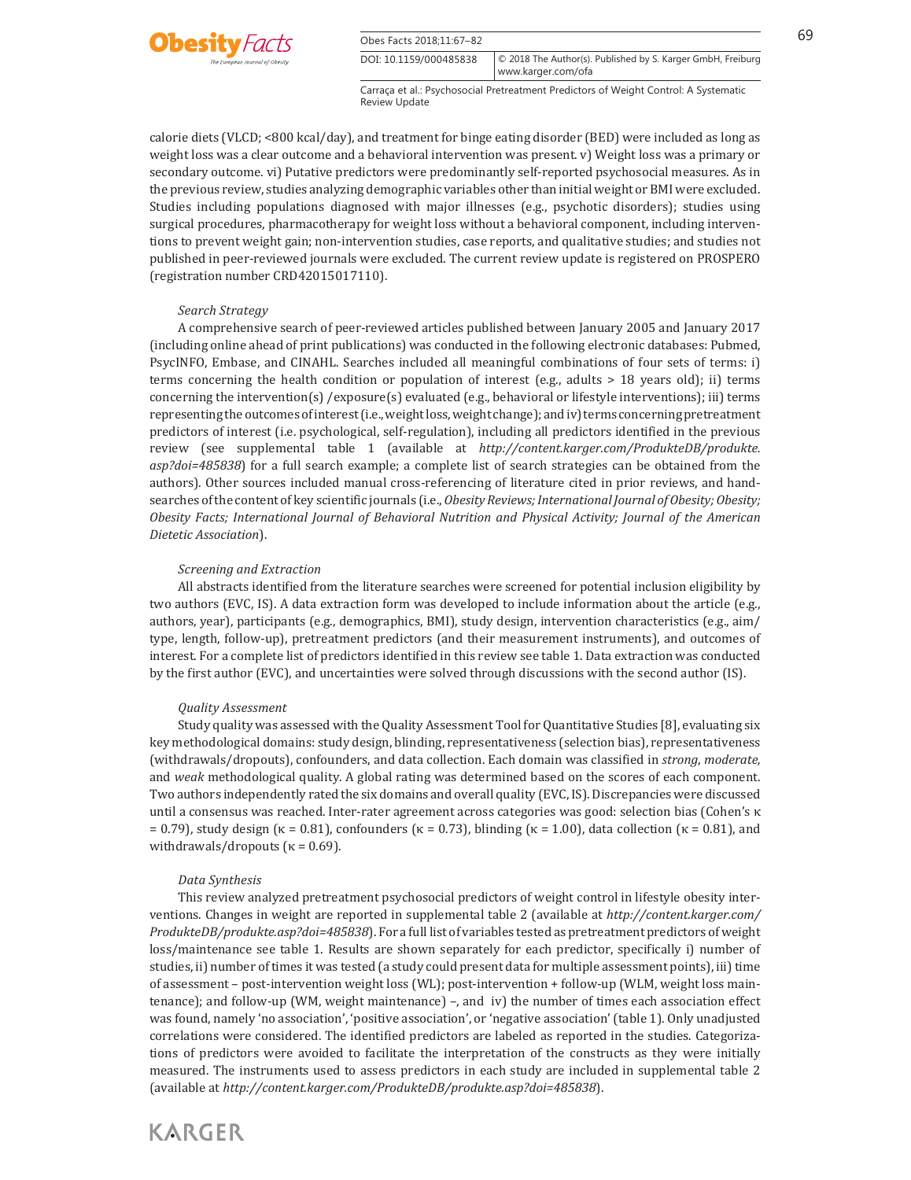calorie diets (VLCD; <800 kcal/day), and treatment for binge eating disorder (BED) were included as long as weight loss was a clear outcome and a behavioral intervention was present. v) Weight loss was a primary or secondary outcome. vi) Putative predictors were predominantly self-reported psychosocial measures. As in the previous review, studies analyzing demographic variables other than initial weight or BMI were excluded. Studies including populations diagnosed with major illnesses (e.g., psychotic disorders); studies using surgical procedures, pharmacotherapy for weight loss without a behavioral component, including interventions to prevent weight gain; non-intervention studies, case reports, and qualitative studies; and studies not published in peer-reviewed journals were excluded. The current review update is registered on PROSPERO (registration number CRD42015017110).

### *Search Strategy*

A comprehensive search of peer-reviewed articles published between January 2005 and January 2017 (including online ahead of print publications) was conducted in the following electronic databases: Pubmed, PsycINFO, Embase, and CINAHL. Searches included all meaningful combinations of four sets of terms: i) terms concerning the health condition or population of interest (e.g., adults > 18 years old); ii) terms concerning the intervention(s) /exposure(s) evaluated (e.g., behavioral or lifestyle interventions); iii) terms representing the outcomes of interest (i.e., weight loss, weight change); and iv) terms concerning pretreatment predictors of interest (i.e. psychological, self-regulation), including all predictors identified in the previous review (see supplemental table 1 (available at *http://content.karger.com/ProdukteDB/produkte.asp?doi=485838*) for a full search example; a complete list of search strategies can be obtained from the authors). Other sources included manual cross-referencing of literature cited in prior reviews, and hand-searches of the content of key scientific journals (i.e., *Obesity Reviews; International Journal of Obesity; Obesity; Obesity Facts; International Journal of Behavioral Nutrition and Physical Activity; Journal of the American Dietetic Association*).

### *Screening and Extraction*

All abstracts identified from the literature searches were screened for potential inclusion eligibility by two authors (EVC, IS). A data extraction form was developed to include information about the article (e.g., authors, year), participants (e.g., demographics, BMI), study design, intervention characteristics (e.g., aim/type, length, follow-up), pretreatment predictors (and their measurement instruments), and outcomes of interest. For a complete list of predictors identified in this review see table 1. Data extraction was conducted by the first author (EVC), and uncertainties were solved through discussions with the second author (IS).

### *Quality Assessment*

Study quality was assessed with the Quality Assessment Tool for Quantitative Studies [8], evaluating six key methodological domains: study design, blinding, representativeness (selection bias), representativeness (withdrawals/dropouts), confounders, and data collection. Each domain was classified in *strong*, *moderate,* and *weak* methodological quality. A global rating was determined based on the scores of each component. Two authors independently rated the six domains and overall quality (EVC, IS). Discrepancies were discussed until a consensus was reached. Inter-rater agreement across categories was good: selection bias (Cohen's $\kappa = 0.79$), study design ($\kappa = 0.81$), confounders ($\kappa = 0.73$), blinding ($\kappa = 1.00$), data collection ($\kappa = 0.81$), and withdrawals/dropouts ($\kappa = 0.69$).

### *Data Synthesis*

This review analyzed pretreatment psychosocial predictors of weight control in lifestyle obesity interventions. Changes in weight are reported in supplemental table 2 (available at *http://content.karger.com/ProdukteDB/produkte.asp?doi=485838*). For a full list of variables tested as pretreatment predictors of weight loss/maintenance see table 1. Results are shown separately for each predictor, specifically i) number of studies, ii) number of times it was tested (a study could present data for multiple assessment points), iii) time of assessment – post-intervention weight loss (WL); post-intervention + follow-up (WLM, weight loss maintenance); and follow-up (WM, weight maintenance) –, and iv) the number of times each association effect was found, namely 'no association', 'positive association', or 'negative association' (table 1). Only unadjusted correlations were considered. The identified predictors are labeled as reported in the studies. Categorizations of predictors were avoided to facilitate the interpretation of the constructs as they were initially measured. The instruments used to assess predictors in each study are included in supplemental table 2 (available at *http://content.karger.com/ProdukteDB/produkte.asp?doi=485838*).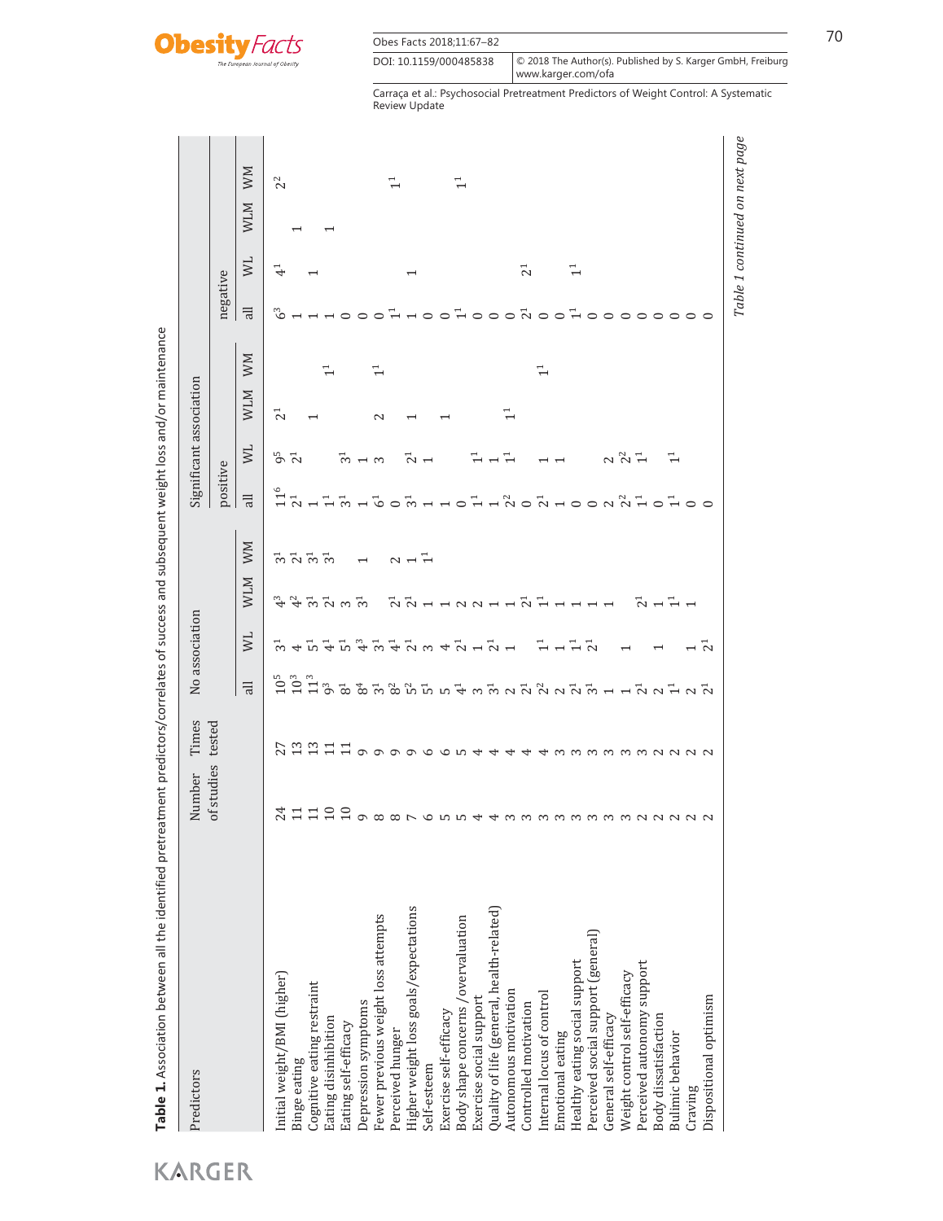**Table 1.** Association between all the identified pretreatment predictors/correlates of success and subsequent weight loss and/or maintenance

| Predictors | Number of studies | Times tested | No association | | | | Significant association | | | | | | | |
|---|---|---|---|---|---|---|---|---|---|---|---|---|---|---|
| | | | | | | | positive | | | | negative | | | |
| | | | all | WL | WLM | WM | all | WL | WLM | WM | all | WL | WLM | WM |
| Initial weight/BMI (higher) | 24 | 27 | $10^{5}$ | $3^{1}$ | $4^{3}$ | $3^{1}$ | $11^{6}$ | $9^{5}$ | $2^{1}$ | | $6^{3}$ | $4^{1}$ | | $2^{2}$ |
| Binge eating | 11 | 13 | $10^{3}$ | 4 | $4^{2}$ | $2^{1}$ | $2^{1}$ | $2^{1}$ | | | 1 | | 1 | |
| Cognitive eating restraint | 11 | 13 | $11^{3}$ | $5^{1}$ | $3^{1}$ | $3^{1}$ | 1 | | 1 | | 1 | 1 | | |
| Eating disinhibition | 10 | 11 | $9^{3}$ | $4^{1}$ | $2^{1}$ | $3^{1}$ | $1^{1}$ | | | $1^{1}$ | 1 | | 1 | |
| Eating self-efficacy | 10 | 11 | $8^{1}$ | $5^{1}$ | 3 | | $3^{1}$ | $3^{1}$ | | | 0 | | | |
| Depression symptoms | 9 | 9 | $8^{4}$ | $4^{3}$ | $3^{1}$ | 1 | 1 | 1 | | | 0 | | | |
| Fewer previous weight loss attempts | 8 | 9 | $3^{1}$ | $3^{1}$ | | | $6^{1}$ | 3 | 2 | $1^{1}$ | 0 | | | |
| Perceived hunger | 8 | 9 | $8^{2}$ | $4^{1}$ | $2^{1}$ | 2 | 0 | | | | $1^{1}$ | | | $1^{1}$ |
| Higher weight loss goals/expectations | 7 | 9 | $5^{2}$ | $2^{1}$ | $2^{1}$ | 1 | $3^{1}$ | $2^{1}$ | 1 | | 1 | 1 | | |
| Self-esteem | 6 | 6 | $5^{1}$ | 3 | 1 | $1^{1}$ | 1 | 1 | | | 0 | | | |
| Exercise self-efficacy | 5 | 6 | 5 | 4 | 1 | | 1 | | 1 | | 0 | | | |
| Body shape concerns /overvaluation | 5 | 5 | $4^{1}$ | $2^{1}$ | 2 | | 0 | | | | $1^{1}$ | | | $1^{1}$ |
| Exercise social support | 4 | 4 | 3 | 1 | 2 | | $1^{1}$ | $1^{1}$ | | | 0 | | | |
| Quality of life (general, health-related) | 4 | 4 | $3^{1}$ | $2^{1}$ | 1 | | 1 | 1 | | | 0 | | | |
| Autonomous motivation | 3 | 4 | 2 | 1 | 1 | | $2^{2}$ | $1^{1}$ | $1^{1}$ | | 0 | | | |
| Controlled motivation | 3 | 4 | $2^{1}$ | | $2^{1}$ | | 0 | | | | $2^{1}$ | $2^{1}$ | | |
| Internal locus of control | 3 | 4 | $2^{2}$ | $1^{1}$ | $1^{1}$ | | $2^{1}$ | 1 | | $1^{1}$ | 0 | | | |
| Emotional eating | 3 | 3 | 2 | 1 | 1 | | 1 | 1 | | | 0 | | | |
| Healthy eating social support | 3 | 3 | $2^{1}$ | $1^{1}$ | 1 | | 0 | | | | $1^{1}$ | $1^{1}$ | | |
| Perceived social support (general) | 3 | 3 | $3^{1}$ | $2^{1}$ | 1 | | 0 | | | | 0 | | | |
| General self-efficacy | 3 | 3 | 1 | | 1 | | 2 | 2 | | | 0 | | | |
| Weight control self-efficacy | 3 | 3 | 1 | 1 | | | $2^{2}$ | $2^{2}$ | | | 0 | | | |
| Perceived autonomy support | 2 | 3 | $2^{1}$ | | $2^{1}$ | | $1^{1}$ | $1^{1}$ | | | 0 | | | |
| Body dissatisfaction | 2 | 2 | 2 | 1 | 1 | | 0 | | | | 0 | | | |
| Bulimic behavior | 2 | 2 | $1^{1}$ | | $1^{1}$ | | $1^{1}$ | $1^{1}$ | | | 0 | | | |
| Craving | 2 | 2 | 2 | 1 | 1 | | 0 | | | | 0 | | | |
| Dispositional optimism | 2 | 2 | $2^{1}$ | $2^{1}$ | | | 0 | | | | 0 | | | |

*Table 1 continued on next page*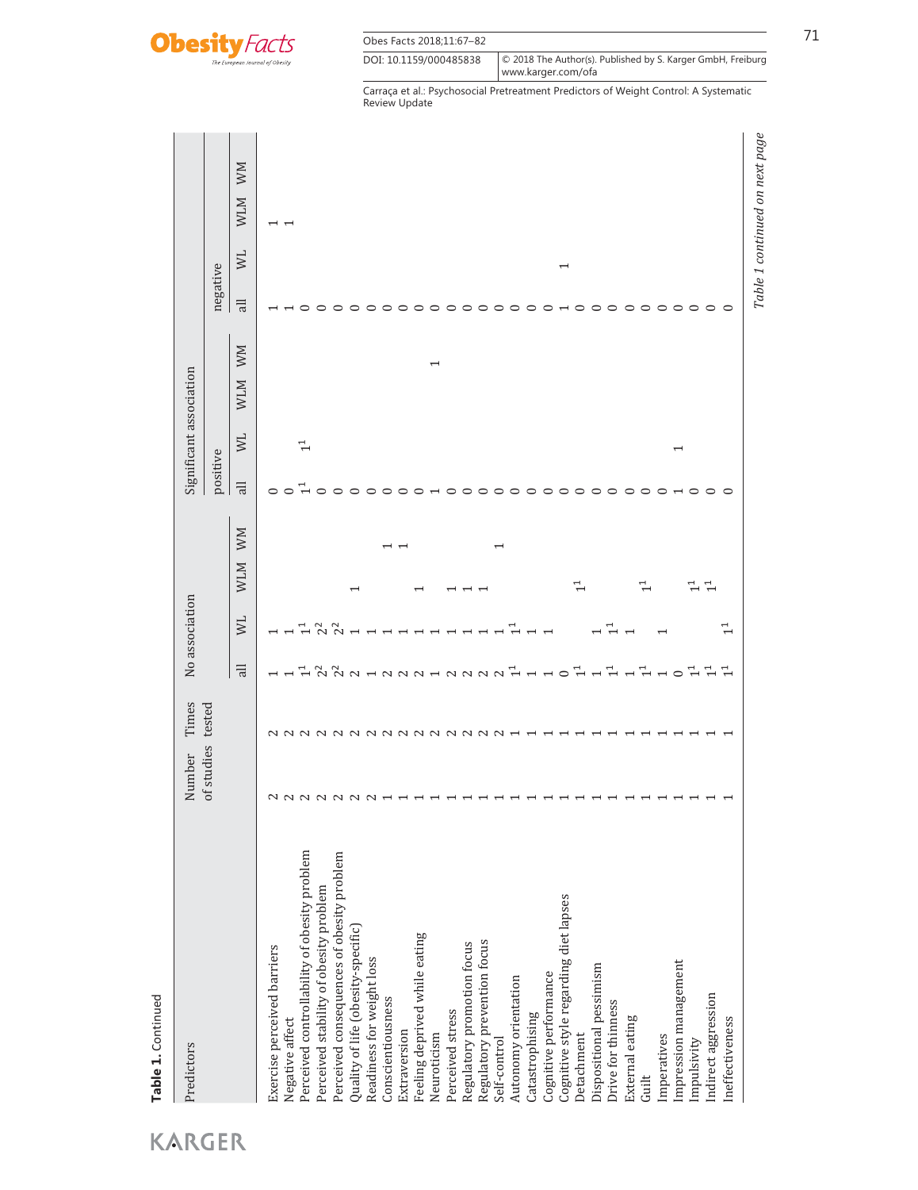**Table 1.** Continued

| Predictors | Number of studies | Times tested | No association | | | | Significant association | | | | | | | |
|---|---|---|---|---|---|---|---|---|---|---|---|---|---|---|
| | | | | | | | positive | | | | negative | | | |
| | | | all | WL | WLM | WM | all | WL | WLM | WM | all | WL | WLM | WM |
| Exercise perceived barriers | 2 | 2 | 1 | 1 | | | 0 | | | | 1 | | 1 | |
| Negative affect | 2 | 2 | 1 | 1 | | | 0 | | | | 1 | | 1 | |
| Perceived controllability of obesity problem | 2 | 2 | 1[1] | 1[1] | | | 1[1] | 1[1] | | | 0 | | | |
| Perceived stability of obesity problem | 2 | 2 | 2[2] | 2[2] | | | 0 | | | | 0 | | | |
| Perceived consequences of obesity problem | 2 | 2 | 2[2] | 2[2] | | | 0 | | | | 0 | | | |
| Quality of life (obesity-specific) | 2 | 2 | 2 | 1 | 1 | | 0 | | | | 0 | | | |
| Readiness for weight loss | 2 | 2 | 1 | 1 | | | 0 | | | | 0 | | | |
| Conscientiousness | 1 | 2 | 2 | 1 | | 1 | 0 | | | | 0 | | | |
| Extraversion | 1 | 2 | 2 | 1 | | 1 | 0 | | | | 0 | | | |
| Feeling deprived while eating | 1 | 2 | 2 | 1 | 1 | | 0 | | | | 0 | | | |
| Neuroticism | 1 | 2 | 1 | 1 | | | 1 | | | 1 | 0 | | | |
| Perceived stress | 1 | 2 | 2 | 1 | 1 | | 0 | | | | 0 | | | |
| Regulatory promotion focus | 1 | 2 | 2 | 1 | 1 | | 0 | | | | 0 | | | |
| Regulatory prevention focus | 1 | 2 | 2 | 1 | 1 | | 0 | | | | 0 | | | |
| Self-control | 1 | 2 | 2 | 1 | | 1 | 0 | | | | 0 | | | |
| Autonomy orientation | 1 | 1 | 1[1] | 1[1] | | | 0 | | | | 0 | | | |
| Catastrophising | 1 | 1 | 1 | 1 | | | 0 | | | | 0 | | | |
| Cognitive performance | 1 | 1 | 1 | 1 | | | 0 | | | | 0 | | | |
| Cognitive style regarding diet lapses | 1 | 1 | 0 | | | | 0 | | | | 1 | 1 | | |
| Detachment | 1 | 1 | 1[1] | | 1[1] | | 0 | | | | 0 | | | |
| Dispositional pessimism | 1 | 1 | 1 | 1 | | | 0 | | | | 0 | | | |
| Drive for thinness | 1 | 1 | 1[1] | 1[1] | | | 0 | | | | 0 | | | |
| External eating | 1 | 1 | 1 | 1 | | | 0 | | | | 0 | | | |
| Guilt | 1 | 1 | 1[1] | | 1[1] | | 0 | | | | 0 | | | |
| Imperatives | 1 | 1 | 1 | 1 | | | 0 | | | | 0 | | | |
| Impression management | 1 | 1 | 0 | | | | 1 | 1 | | | 0 | | | |
| Impulsivity | 1 | 1 | 1[1] | | 1[1] | | 0 | | | | 0 | | | |
| Indirect aggression | 1 | 1 | 1[1] | | 1[1] | | 0 | | | | 0 | | | |
| Ineffectiveness | 1 | 1 | 1[1] | 1[1] | | | 0 | | | | 0 | | | |

*Table 1 continued on next page*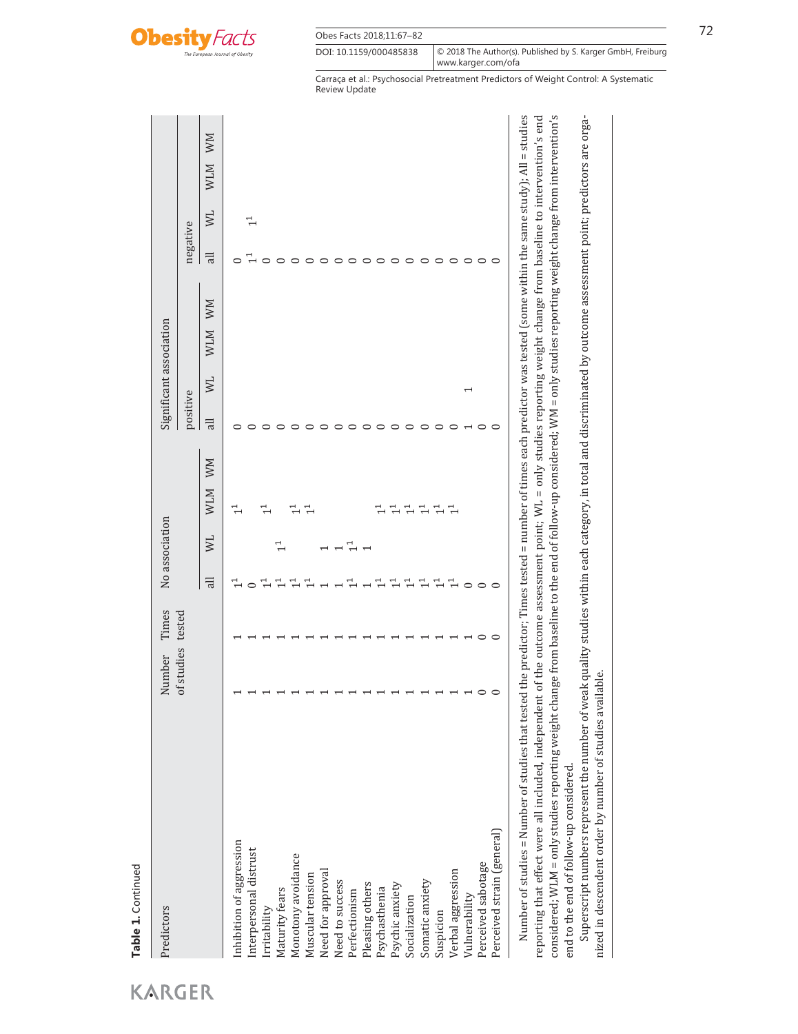**Table 1.** Continued

| Predictors | Number of studies | Times tested | No association | | | | Significant association | | | | | | | |
|---|---|---|---|---|---|---|---|---|---|---|---|---|---|---|
| | | | | | | | positive | | | | negative | | | |
| | | | all | WL | WLM | WM | all | WL | WLM | WM | all | WL | WLM | WM |
| Inhibition of aggression | 1 | 1 | 1[1] | | 1[1] | | 0 | | | | 0 | | | |
| Interpersonal distrust | 1 | 1 | 0 | | | | 0 | | | | 1[1] | 1[1] | | |
| Irritability | 1 | 1 | 1[1] | | 1[1] | | 0 | | | | 0 | | | |
| Maturity fears | 1 | 1 | 1[1] | 1[1] | | | 0 | | | | 0 | | | |
| Monotony avoidance | 1 | 1 | 1[1] | | 1[1] | | 0 | | | | 0 | | | |
| Muscular tension | 1 | 1 | 1[1] | | 1[1] | | 0 | | | | 0 | | | |
| Need for approval | 1 | 1 | 1 | 1 | | | 0 | | | | 0 | | | |
| Need to success | 1 | 1 | 1 | 1 | | | 0 | | | | 0 | | | |
| Perfectionism | 1 | 1 | 1[1] | 1[1] | | | 0 | | | | 0 | | | |
| Pleasing others | 1 | 1 | 1 | 1 | | | 0 | | | | 0 | | | |
| Psychasthenia | 1 | 1 | 1[1] | | 1[1] | | 0 | | | | 0 | | | |
| Psychic anxiety | 1 | 1 | 1[1] | | 1[1] | | 0 | | | | 0 | | | |
| Socialization | 1 | 1 | 1[1] | | 1[1] | | 0 | | | | 0 | | | |
| Somatic anxiety | 1 | 1 | 1[1] | | 1[1] | | 0 | | | | 0 | | | |
| Suspicion | 1 | 1 | 1[1] | | 1[1] | | 0 | | | | 0 | | | |
| Verbal aggression | 1 | 1 | 1[1] | | 1[1] | | 0 | | | | 0 | | | |
| Vulnerability | 1 | 1 | 0 | | | | 1 | 1 | | | 0 | | | |
| Perceived sabotage | 0 | 0 | 0 | | | | 0 | | | | 0 | | | |
| Perceived strain (general) | 0 | 0 | 0 | | | | 0 | | | | 0 | | | |

Number of studies = Number of studies that tested the predictor; Times tested = number of times each predictor was tested (some within the same study); All = studies reporting that effect were all included, independent of the outcome assessment point; WL = only studies reporting weight change from baseline to intervention's end considered; WLM = only studies reporting weight change from baseline to the end of follow-up considered; WM = only studies reporting weight change from intervention's end to the end of follow-up considered.

Superscript numbers represent the number of weak quality studies within each category, in total and discriminated by outcome assessment point; predictors are organized in descendent order by number of studies available.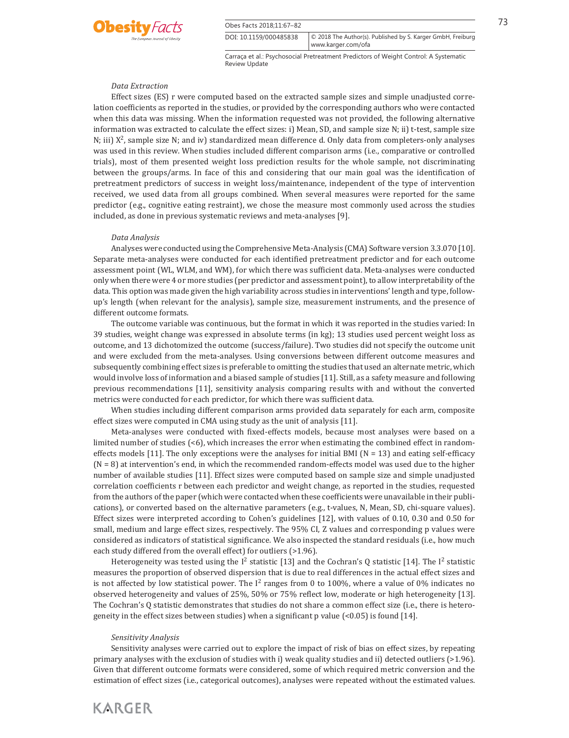### *Data Extraction*

Effect sizes (ES) r were computed based on the extracted sample sizes and simple unadjusted correlation coefficients as reported in the studies, or provided by the corresponding authors who were contacted when this data was missing. When the information requested was not provided, the following alternative information was extracted to calculate the effect sizes: i) Mean, SD, and sample size N; ii) t-test, sample size N; iii) $X^2$, sample size N; and iv) standardized mean difference d. Only data from completers-only analyses was used in this review. When studies included different comparison arms (i.e., comparative or controlled trials), most of them presented weight loss prediction results for the whole sample, not discriminating between the groups/arms. In face of this and considering that our main goal was the identification of pretreatment predictors of success in weight loss/maintenance, independent of the type of intervention received, we used data from all groups combined. When several measures were reported for the same predictor (e.g., cognitive eating restraint), we chose the measure most commonly used across the studies included, as done in previous systematic reviews and meta-analyses [9].

### *Data Analysis*

Analyses were conducted using the Comprehensive Meta-Analysis (CMA) Software version 3.3.070 [10]. Separate meta-analyses were conducted for each identified pretreatment predictor and for each outcome assessment point (WL, WLM, and WM), for which there was sufficient data. Meta-analyses were conducted only when there were 4 or more studies (per predictor and assessment point), to allow interpretability of the data. This option was made given the high variability across studies in interventions' length and type, follow-up's length (when relevant for the analysis), sample size, measurement instruments, and the presence of different outcome formats.

The outcome variable was continuous, but the format in which it was reported in the studies varied: In 39 studies, weight change was expressed in absolute terms (in kg); 13 studies used percent weight loss as outcome, and 13 dichotomized the outcome (success/failure). Two studies did not specify the outcome unit and were excluded from the meta-analyses. Using conversions between different outcome measures and subsequently combining effect sizes is preferable to omitting the studies that used an alternate metric, which would involve loss of information and a biased sample of studies [11]. Still, as a safety measure and following previous recommendations [11], sensitivity analysis comparing results with and without the converted metrics were conducted for each predictor, for which there was sufficient data.

When studies including different comparison arms provided data separately for each arm, composite effect sizes were computed in CMA using study as the unit of analysis [11].

Meta-analyses were conducted with fixed-effects models, because most analyses were based on a limited number of studies (<6), which increases the error when estimating the combined effect in random-effects models [11]. The only exceptions were the analyses for initial BMI (N = 13) and eating self-efficacy (N = 8) at intervention's end, in which the recommended random-effects model was used due to the higher number of available studies [11]. Effect sizes were computed based on sample size and simple unadjusted correlation coefficients r between each predictor and weight change, as reported in the studies, requested from the authors of the paper (which were contacted when these coefficients were unavailable in their publications), or converted based on the alternative parameters (e.g., t-values, N, Mean, SD, chi-square values). Effect sizes were interpreted according to Cohen's guidelines [12], with values of 0.10, 0.30 and 0.50 for small, medium and large effect sizes, respectively. The 95% CI, Z values and corresponding p values were considered as indicators of statistical significance. We also inspected the standard residuals (i.e., how much each study differed from the overall effect) for outliers (>1.96).

Heterogeneity was tested using the $I^2$ statistic [13] and the Cochran's Q statistic [14]. The $I^2$ statistic measures the proportion of observed dispersion that is due to real differences in the actual effect sizes and is not affected by low statistical power. The $I^2$ ranges from 0 to 100%, where a value of 0% indicates no observed heterogeneity and values of 25%, 50% or 75% reflect low, moderate or high heterogeneity [13]. The Cochran's Q statistic demonstrates that studies do not share a common effect size (i.e., there is heterogeneity in the effect sizes between studies) when a significant p value (<0.05) is found [14].

### *Sensitivity Analysis*

Sensitivity analyses were carried out to explore the impact of risk of bias on effect sizes, by repeating primary analyses with the exclusion of studies with i) weak quality studies and ii) detected outliers (>1.96). Given that different outcome formats were considered, some of which required metric conversion and the estimation of effect sizes (i.e., categorical outcomes), analyses were repeated without the estimated values.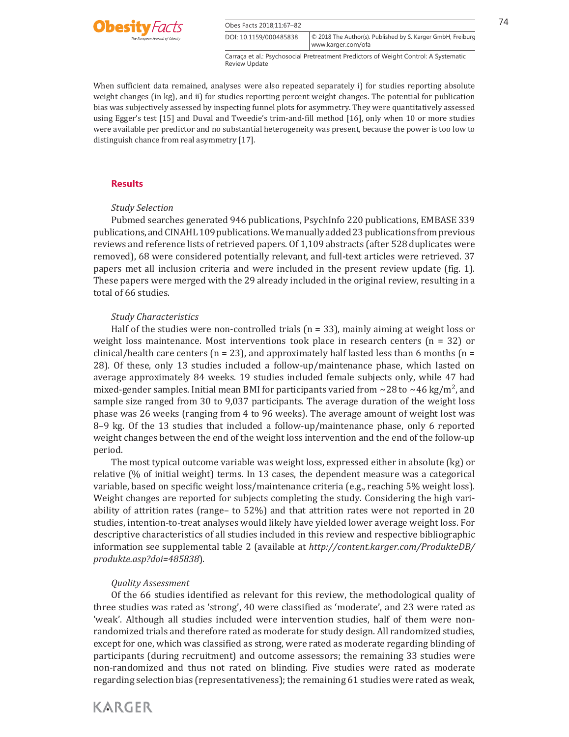When sufficient data remained, analyses were also repeated separately i) for studies reporting absolute weight changes (in kg), and ii) for studies reporting percent weight changes. The potential for publication bias was subjectively assessed by inspecting funnel plots for asymmetry. They were quantitatively assessed using Egger's test [15] and Duval and Tweedie's trim-and-fill method [16], only when 10 or more studies were available per predictor and no substantial heterogeneity was present, because the power is too low to distinguish chance from real asymmetry [17].

## Results

### *Study Selection*

Pubmed searches generated 946 publications, PsychInfo 220 publications, EMBASE 339 publications, and CINAHL 109 publications. We manually added 23 publications from previous reviews and reference lists of retrieved papers. Of 1,109 abstracts (after 528 duplicates were removed), 68 were considered potentially relevant, and full-text articles were retrieved. 37 papers met all inclusion criteria and were included in the present review update (fig. 1). These papers were merged with the 29 already included in the original review, resulting in a total of 66 studies.

### *Study Characteristics*

Half of the studies were non-controlled trials (n = 33), mainly aiming at weight loss or weight loss maintenance. Most interventions took place in research centers (n = 32) or clinical/health care centers (n = 23), and approximately half lasted less than 6 months (n = 28). Of these, only 13 studies included a follow-up/maintenance phase, which lasted on average approximately 84 weeks. 19 studies included female subjects only, while 47 had mixed-gender samples. Initial mean BMI for participants varied from ~28 to ~46 kg/m$^2$, and sample size ranged from 30 to 9,037 participants. The average duration of the weight loss phase was 26 weeks (ranging from 4 to 96 weeks). The average amount of weight lost was 8–9 kg. Of the 13 studies that included a follow-up/maintenance phase, only 6 reported weight changes between the end of the weight loss intervention and the end of the follow-up period.

The most typical outcome variable was weight loss, expressed either in absolute (kg) or relative (% of initial weight) terms. In 13 cases, the dependent measure was a categorical variable, based on specific weight loss/maintenance criteria (e.g., reaching 5% weight loss). Weight changes are reported for subjects completing the study. Considering the high variability of attrition rates (range– to 52%) and that attrition rates were not reported in 20 studies, intention-to-treat analyses would likely have yielded lower average weight loss. For descriptive characteristics of all studies included in this review and respective bibliographic information see supplemental table 2 (available at *http://content.karger.com/ProdukteDB/produkte.asp?doi=485838*).

### *Quality Assessment*

Of the 66 studies identified as relevant for this review, the methodological quality of three studies was rated as 'strong', 40 were classified as 'moderate', and 23 were rated as 'weak'. Although all studies included were intervention studies, half of them were non-randomized trials and therefore rated as moderate for study design. All randomized studies, except for one, which was classified as strong, were rated as moderate regarding blinding of participants (during recruitment) and outcome assessors; the remaining 33 studies were non-randomized and thus not rated on blinding. Five studies were rated as moderate regarding selection bias (representativeness); the remaining 61 studies were rated as weak,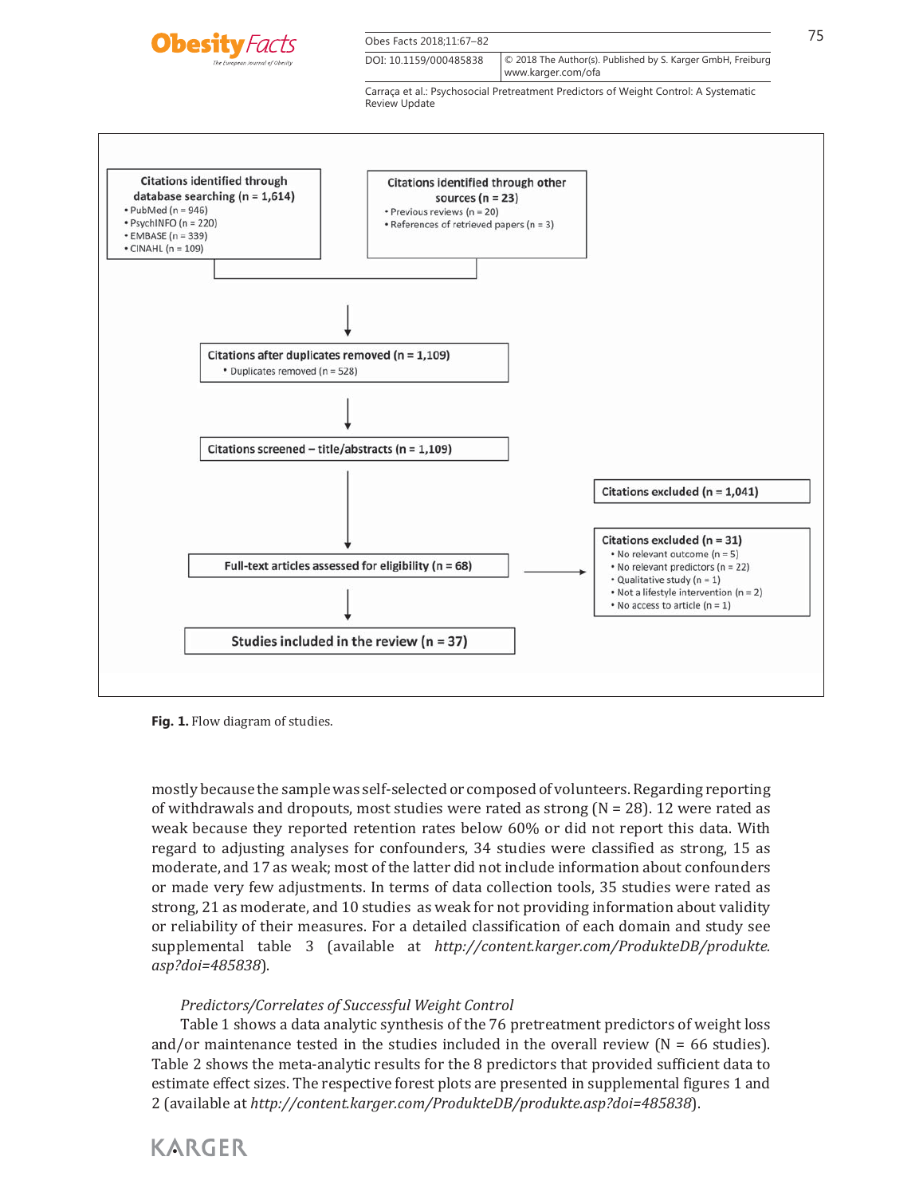Citations identified through database searching (n = 1,614)
- PubMed (n = 946)
- PsychINFO (n = 220)
- EMBASE (n = 339)
- CINAHL (n = 109)

Citations identified through other sources (n = 23)
- Previous reviews (n = 20)
- References of retrieved papers (n = 3)

Citations after duplicates removed (n = 1,109)
- Duplicates removed (n = 528)

Citations screened – title/abstracts (n = 1,109)

Citations excluded (n = 1,041)

Full-text articles assessed for eligibility (n = 68)

Citations excluded (n = 31)
- No relevant outcome (n = 5)
- No relevant predictors (n = 22)
- Qualitative study (n = 1)
- Not a lifestyle intervention (n = 2)
- No access to article (n = 1)

Studies included in the review (n = 37)

**Fig. 1.** Flow diagram of studies.

mostly because the sample was self-selected or composed of volunteers. Regarding reporting of withdrawals and dropouts, most studies were rated as strong (N = 28). 12 were rated as weak because they reported retention rates below 60% or did not report this data. With regard to adjusting analyses for confounders, 34 studies were classified as strong, 15 as moderate, and 17 as weak; most of the latter did not include information about confounders or made very few adjustments. In terms of data collection tools, 35 studies were rated as strong, 21 as moderate, and 10 studies as weak for not providing information about validity or reliability of their measures. For a detailed classification of each domain and study see supplemental table 3 (available at *http://content.karger.com/ProdukteDB/produkte.asp?doi=485838*).

*Predictors/Correlates of Successful Weight Control*

Table 1 shows a data analytic synthesis of the 76 pretreatment predictors of weight loss and/or maintenance tested in the studies included in the overall review (N = 66 studies). Table 2 shows the meta-analytic results for the 8 predictors that provided sufficient data to estimate effect sizes. The respective forest plots are presented in supplemental figures 1 and 2 (available at *http://content.karger.com/ProdukteDB/produkte.asp?doi=485838*).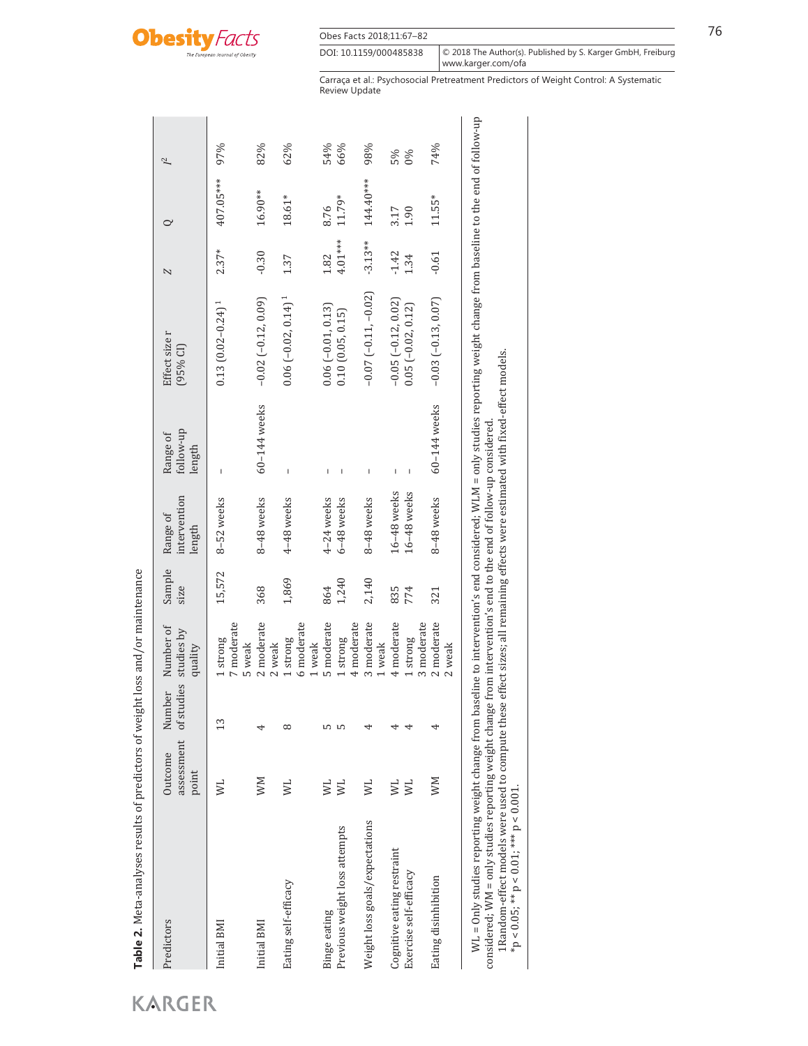**Table 2.** Meta-analyses results of predictors of weight loss and/or maintenance

| Predictors | Outcome assessment point | Number of studies | Number of studies by quality | Sample size | Range of intervention length | Range of follow-up length | Effect size r (95% CI) | Z | Q | $I^2$ |
|---|---|---|---|---|---|---|---|---|---|---|
| Initial BMI | WL | 13 | 1 strong, 7 moderate, 5 weak | 15,572 | 8–52 weeks | – | 0.13 (0.02–0.24)[1] | 2.37* | 407.05*** | 97% |
| Initial BMI | WM | 4 | 2 moderate, 2 weak | 368 | 8–48 weeks | 60–144 weeks | –0.02 (–0.12, 0.09) | -0.30 | 16.90** | 82% |
| Eating self-efficacy | WL | 8 | 1 strong, 6 moderate, 1 weak | 1,869 | 4–48 weeks | – | 0.06 (–0.02, 0.14)[1] | 1.37 | 18.61* | 62% |
| Binge eating | WL | 5 | 5 moderate | 864 | 4–24 weeks | – | 0.06 (–0.01, 0.13) | 1.82 | 8.76 | 54% |
| Previous weight loss attempts | WL | 5 | 1 strong, 4 moderate | 1,240 | 6–48 weeks | – | 0.10 (0.05, 0.15) | 4.01*** | 11.79* | 66% |
| Weight loss goals/expectations | WL | 4 | 3 moderate, 1 weak | 2,140 | 8–48 weeks | – | –0.07 (–0.11, –0.02) | -3.13** | 144.40*** | 98% |
| Cognitive eating restraint | WL | 4 | 4 moderate | 835 | 16–48 weeks | – | –0.05 (–0.12, 0.02) | -1.42 | 3.17 | 5% |
| Exercise self-efficacy | WL | 4 | 1 strong, 3 moderate | 774 | 16–48 weeks | – | 0.05 (–0.02, 0.12) | 1.34 | 1.90 | 0% |
| Eating disinhibition | WM | 4 | 2 moderate, 2 weak | 321 | 8–48 weeks | 60–144 weeks | –0.03 (–0.13, 0.07) | -0.61 | 11.55* | 74% |

WL = Only studies reporting weight change from baseline to intervention's end considered; WLM = only studies reporting weight change from baseline to the end of follow-up considered; WM = only studies reporting weight change from intervention's end to the end of follow-up considered.
[1]Random-effect models were used to compute these effect sizes; all remaining effects were estimated with fixed-effect models.
*$p < 0.05$; ** $p < 0.01$; *** $p < 0.001$.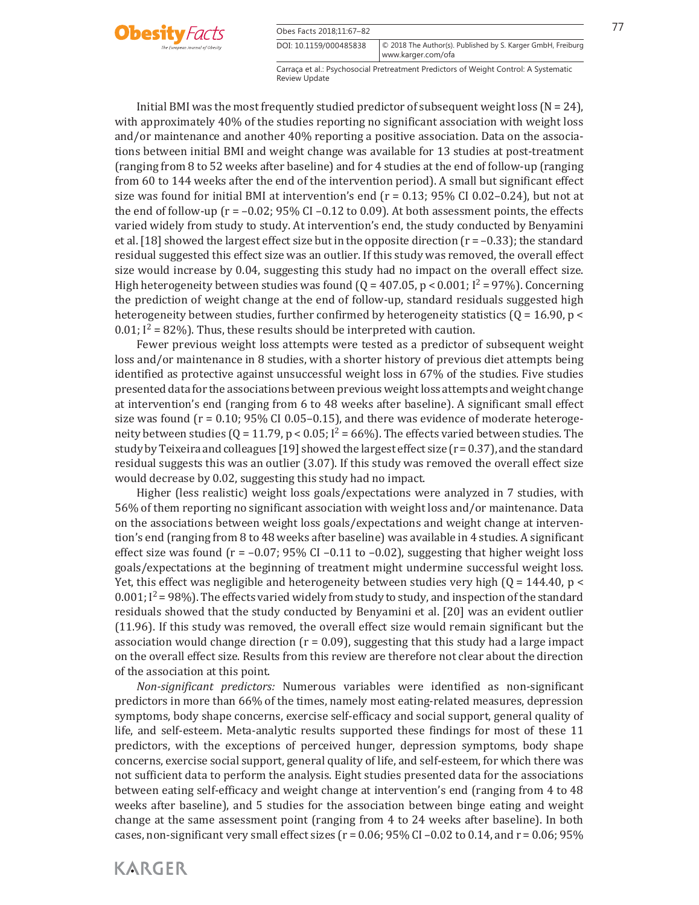Initial BMI was the most frequently studied predictor of subsequent weight loss ($N = 24$), with approximately 40% of the studies reporting no significant association with weight loss and/or maintenance and another 40% reporting a positive association. Data on the associations between initial BMI and weight change was available for 13 studies at post-treatment (ranging from 8 to 52 weeks after baseline) and for 4 studies at the end of follow-up (ranging from 60 to 144 weeks after the end of the intervention period). A small but significant effect size was found for initial BMI at intervention's end ($r = 0.13$; 95% CI 0.02–0.24), but not at the end of follow-up ($r = -0.02$; 95% CI –0.12 to 0.09). At both assessment points, the effects varied widely from study to study. At intervention's end, the study conducted by Benyamini et al. [18] showed the largest effect size but in the opposite direction ($r = -0.33$); the standard residual suggested this effect size was an outlier. If this study was removed, the overall effect size would increase by 0.04, suggesting this study had no impact on the overall effect size. High heterogeneity between studies was found ($Q = 407.05$, $p < 0.001$; $I^2 = 97\%$). Concerning the prediction of weight change at the end of follow-up, standard residuals suggested high heterogeneity between studies, further confirmed by heterogeneity statistics ($Q = 16.90$, $p < 0.01$; $I^2 = 82\%$). Thus, these results should be interpreted with caution.

Fewer previous weight loss attempts were tested as a predictor of subsequent weight loss and/or maintenance in 8 studies, with a shorter history of previous diet attempts being identified as protective against unsuccessful weight loss in 67% of the studies. Five studies presented data for the associations between previous weight loss attempts and weight change at intervention's end (ranging from 6 to 48 weeks after baseline). A significant small effect size was found ($r = 0.10$; 95% CI 0.05–0.15), and there was evidence of moderate heterogeneity between studies ($Q = 11.79$, $p < 0.05$; $I^2 = 66\%$). The effects varied between studies. The study by Teixeira and colleagues [19] showed the largest effect size ($r = 0.37$), and the standard residual suggests this was an outlier (3.07). If this study was removed the overall effect size would decrease by 0.02, suggesting this study had no impact.

Higher (less realistic) weight loss goals/expectations were analyzed in 7 studies, with 56% of them reporting no significant association with weight loss and/or maintenance. Data on the associations between weight loss goals/expectations and weight change at intervention's end (ranging from 8 to 48 weeks after baseline) was available in 4 studies. A significant effect size was found ($r = -0.07$; 95% CI –0.11 to –0.02), suggesting that higher weight loss goals/expectations at the beginning of treatment might undermine successful weight loss. Yet, this effect was negligible and heterogeneity between studies very high ($Q = 144.40$, $p < 0.001$; $I^2 = 98\%$). The effects varied widely from study to study, and inspection of the standard residuals showed that the study conducted by Benyamini et al. [20] was an evident outlier (11.96). If this study was removed, the overall effect size would remain significant but the association would change direction ($r = 0.09$), suggesting that this study had a large impact on the overall effect size. Results from this review are therefore not clear about the direction of the association at this point.

*Non-significant predictors:* Numerous variables were identified as non-significant predictors in more than 66% of the times, namely most eating-related measures, depression symptoms, body shape concerns, exercise self-efficacy and social support, general quality of life, and self-esteem. Meta-analytic results supported these findings for most of these 11 predictors, with the exceptions of perceived hunger, depression symptoms, body shape concerns, exercise social support, general quality of life, and self-esteem, for which there was not sufficient data to perform the analysis. Eight studies presented data for the associations between eating self-efficacy and weight change at intervention's end (ranging from 4 to 48 weeks after baseline), and 5 studies for the association between binge eating and weight change at the same assessment point (ranging from 4 to 24 weeks after baseline). In both cases, non-significant very small effect sizes ($r = 0.06$; 95% CI –0.02 to 0.14, and $r = 0.06$; 95%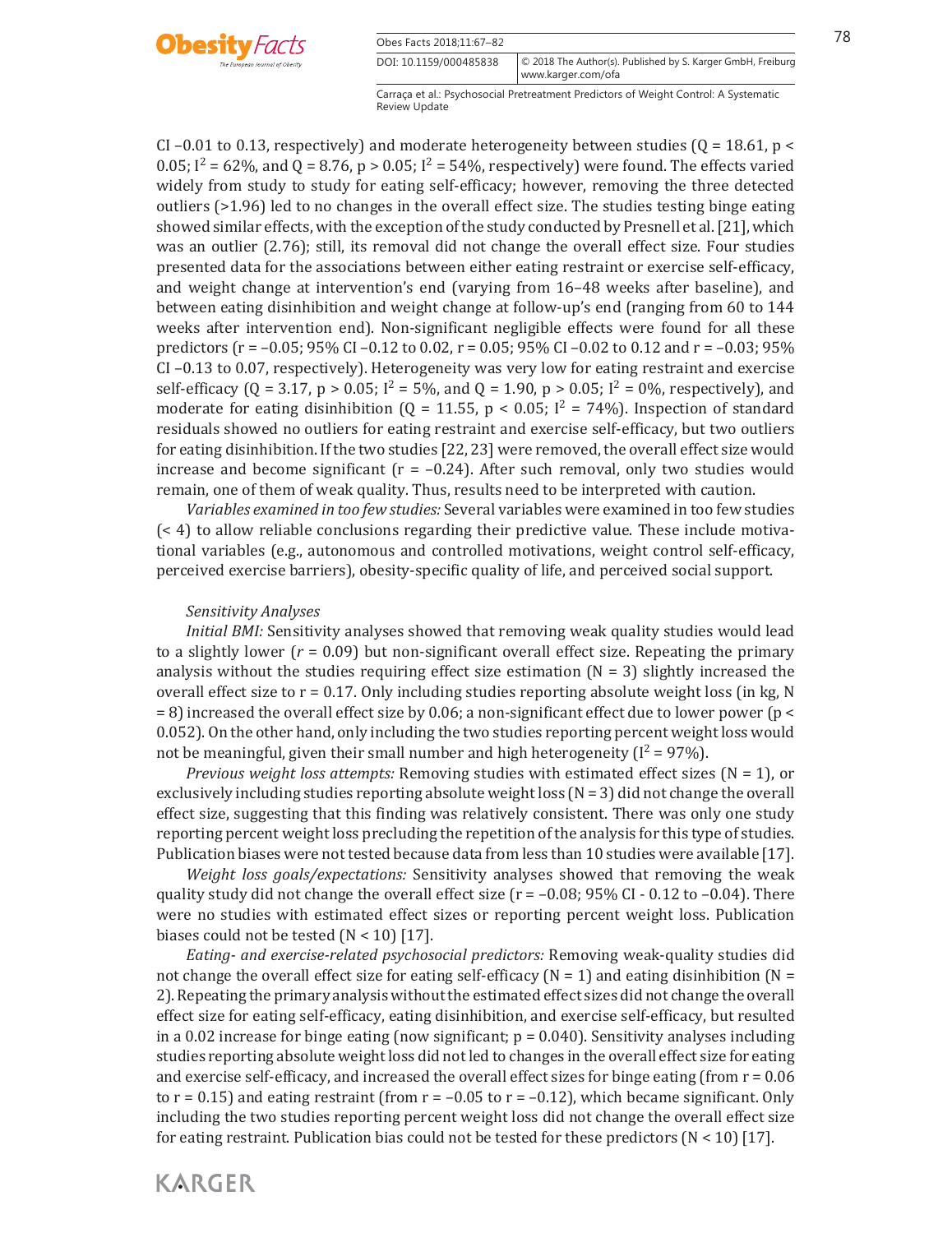CI –0.01 to 0.13, respectively) and moderate heterogeneity between studies (Q = 18.61, $p < 0.05$; $I^2 = 62\%$, and Q = 8.76, $p > 0.05$; $I^2 = 54\%$, respectively) were found. The effects varied widely from study to study for eating self-efficacy; however, removing the three detected outliers (>1.96) led to no changes in the overall effect size. The studies testing binge eating showed similar effects, with the exception of the study conducted by Presnell et al. [21], which was an outlier (2.76); still, its removal did not change the overall effect size. Four studies presented data for the associations between either eating restraint or exercise self-efficacy, and weight change at intervention's end (varying from 16–48 weeks after baseline), and between eating disinhibition and weight change at follow-up's end (ranging from 60 to 144 weeks after intervention end). Non-significant negligible effects were found for all these predictors (r = –0.05; 95% CI –0.12 to 0.02, r = 0.05; 95% CI –0.02 to 0.12 and r = –0.03; 95% CI –0.13 to 0.07, respectively). Heterogeneity was very low for eating restraint and exercise self-efficacy (Q = 3.17, $p > 0.05$; $I^2 = 5\%$, and Q = 1.90, $p > 0.05$; $I^2 = 0\%$, respectively), and moderate for eating disinhibition (Q = 11.55, $p < 0.05$; $I^2 = 74\%$). Inspection of standard residuals showed no outliers for eating restraint and exercise self-efficacy, but two outliers for eating disinhibition. If the two studies [22, 23] were removed, the overall effect size would increase and become significant (r = –0.24). After such removal, only two studies would remain, one of them of weak quality. Thus, results need to be interpreted with caution.

*Variables examined in too few studies:* Several variables were examined in too few studies (< 4) to allow reliable conclusions regarding their predictive value. These include motivational variables (e.g., autonomous and controlled motivations, weight control self-efficacy, perceived exercise barriers), obesity-specific quality of life, and perceived social support.

### *Sensitivity Analyses*

*Initial BMI:* Sensitivity analyses showed that removing weak quality studies would lead to a slightly lower (*r* = 0.09) but non-significant overall effect size. Repeating the primary analysis without the studies requiring effect size estimation (N = 3) slightly increased the overall effect size to r = 0.17. Only including studies reporting absolute weight loss (in kg, N = 8) increased the overall effect size by 0.06; a non-significant effect due to lower power ($p < 0.052$). On the other hand, only including the two studies reporting percent weight loss would not be meaningful, given their small number and high heterogeneity ($I^2 = 97\%$).

*Previous weight loss attempts:* Removing studies with estimated effect sizes (N = 1), or exclusively including studies reporting absolute weight loss (N = 3) did not change the overall effect size, suggesting that this finding was relatively consistent. There was only one study reporting percent weight loss precluding the repetition of the analysis for this type of studies. Publication biases were not tested because data from less than 10 studies were available [17].

*Weight loss goals/expectations:* Sensitivity analyses showed that removing the weak quality study did not change the overall effect size (r = –0.08; 95% CI - 0.12 to –0.04). There were no studies with estimated effect sizes or reporting percent weight loss. Publication biases could not be tested (N < 10) [17].

*Eating- and exercise-related psychosocial predictors:* Removing weak-quality studies did not change the overall effect size for eating self-efficacy (N = 1) and eating disinhibition (N = 2). Repeating the primary analysis without the estimated effect sizes did not change the overall effect size for eating self-efficacy, eating disinhibition, and exercise self-efficacy, but resulted in a 0.02 increase for binge eating (now significant; $p = 0.040$). Sensitivity analyses including studies reporting absolute weight loss did not led to changes in the overall effect size for eating and exercise self-efficacy, and increased the overall effect sizes for binge eating (from r = 0.06 to r = 0.15) and eating restraint (from r = –0.05 to r = –0.12), which became significant. Only including the two studies reporting percent weight loss did not change the overall effect size for eating restraint. Publication bias could not be tested for these predictors (N < 10) [17].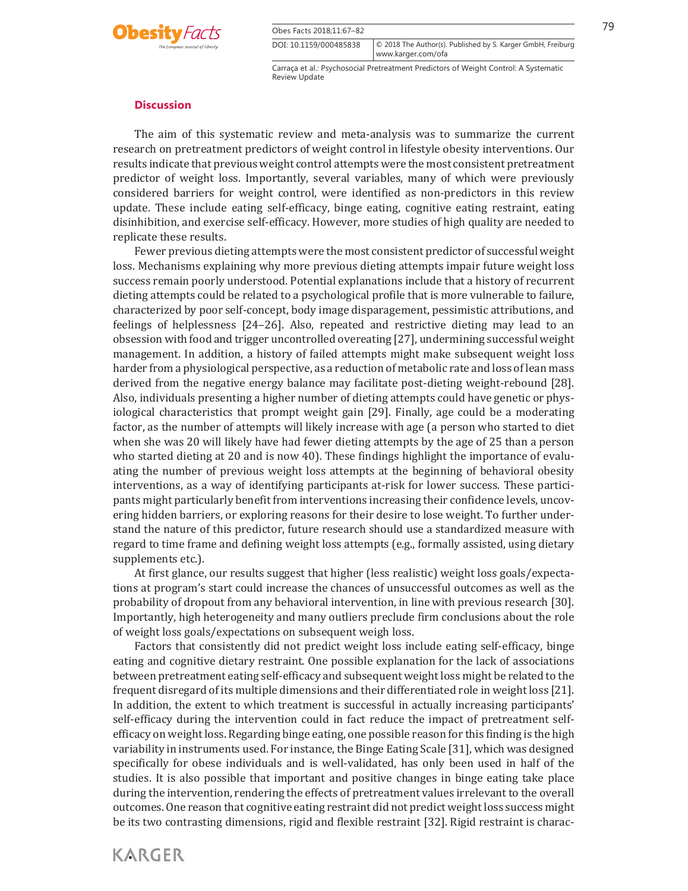## Discussion

The aim of this systematic review and meta-analysis was to summarize the current research on pretreatment predictors of weight control in lifestyle obesity interventions. Our results indicate that previous weight control attempts were the most consistent pretreatment predictor of weight loss. Importantly, several variables, many of which were previously considered barriers for weight control, were identified as non-predictors in this review update. These include eating self-efficacy, binge eating, cognitive eating restraint, eating disinhibition, and exercise self-efficacy. However, more studies of high quality are needed to replicate these results.

Fewer previous dieting attempts were the most consistent predictor of successful weight loss. Mechanisms explaining why more previous dieting attempts impair future weight loss success remain poorly understood. Potential explanations include that a history of recurrent dieting attempts could be related to a psychological profile that is more vulnerable to failure, characterized by poor self-concept, body image disparagement, pessimistic attributions, and feelings of helplessness [24–26]. Also, repeated and restrictive dieting may lead to an obsession with food and trigger uncontrolled overeating [27], undermining successful weight management. In addition, a history of failed attempts might make subsequent weight loss harder from a physiological perspective, as a reduction of metabolic rate and loss of lean mass derived from the negative energy balance may facilitate post-dieting weight-rebound [28]. Also, individuals presenting a higher number of dieting attempts could have genetic or physiological characteristics that prompt weight gain [29]. Finally, age could be a moderating factor, as the number of attempts will likely increase with age (a person who started to diet when she was 20 will likely have had fewer dieting attempts by the age of 25 than a person who started dieting at 20 and is now 40). These findings highlight the importance of evaluating the number of previous weight loss attempts at the beginning of behavioral obesity interventions, as a way of identifying participants at-risk for lower success. These participants might particularly benefit from interventions increasing their confidence levels, uncovering hidden barriers, or exploring reasons for their desire to lose weight. To further understand the nature of this predictor, future research should use a standardized measure with regard to time frame and defining weight loss attempts (e.g., formally assisted, using dietary supplements etc.).

At first glance, our results suggest that higher (less realistic) weight loss goals/expectations at program's start could increase the chances of unsuccessful outcomes as well as the probability of dropout from any behavioral intervention, in line with previous research [30]. Importantly, high heterogeneity and many outliers preclude firm conclusions about the role of weight loss goals/expectations on subsequent weigh loss.

Factors that consistently did not predict weight loss include eating self-efficacy, binge eating and cognitive dietary restraint. One possible explanation for the lack of associations between pretreatment eating self-efficacy and subsequent weight loss might be related to the frequent disregard of its multiple dimensions and their differentiated role in weight loss [21]. In addition, the extent to which treatment is successful in actually increasing participants' self-efficacy during the intervention could in fact reduce the impact of pretreatment self-efficacy on weight loss. Regarding binge eating, one possible reason for this finding is the high variability in instruments used. For instance, the Binge Eating Scale [31], which was designed specifically for obese individuals and is well-validated, has only been used in half of the studies. It is also possible that important and positive changes in binge eating take place during the intervention, rendering the effects of pretreatment values irrelevant to the overall outcomes. One reason that cognitive eating restraint did not predict weight loss success might be its two contrasting dimensions, rigid and flexible restraint [32]. Rigid restraint is charac-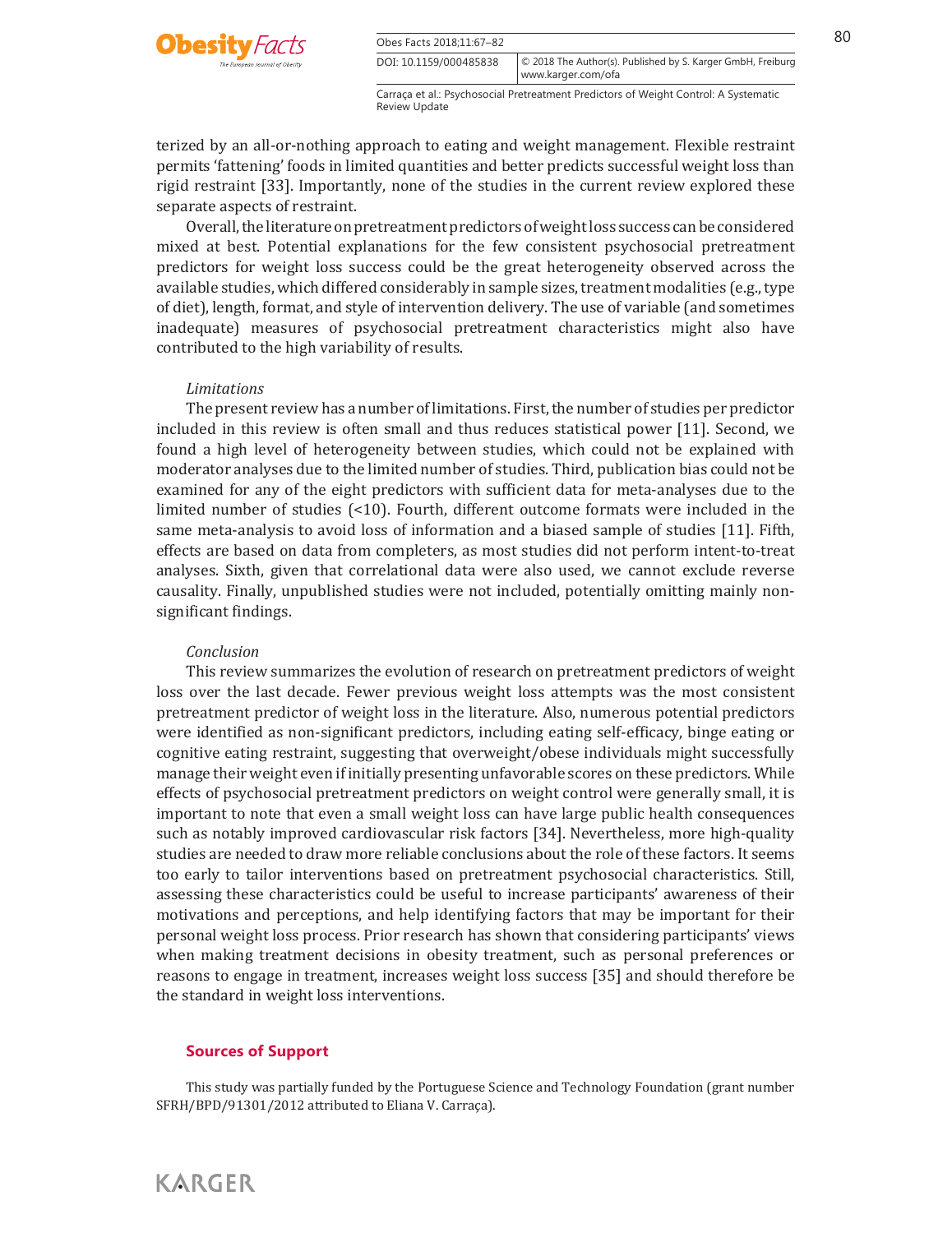terized by an all-or-nothing approach to eating and weight management. Flexible restraint permits 'fattening' foods in limited quantities and better predicts successful weight loss than rigid restraint [33]. Importantly, none of the studies in the current review explored these separate aspects of restraint.

Overall, the literature on pretreatment predictors of weight loss success can be considered mixed at best. Potential explanations for the few consistent psychosocial pretreatment predictors for weight loss success could be the great heterogeneity observed across the available studies, which differed considerably in sample sizes, treatment modalities (e.g., type of diet), length, format, and style of intervention delivery. The use of variable (and sometimes inadequate) measures of psychosocial pretreatment characteristics might also have contributed to the high variability of results.

*Limitations*

The present review has a number of limitations. First, the number of studies per predictor included in this review is often small and thus reduces statistical power [11]. Second, we found a high level of heterogeneity between studies, which could not be explained with moderator analyses due to the limited number of studies. Third, publication bias could not be examined for any of the eight predictors with sufficient data for meta-analyses due to the limited number of studies (<10). Fourth, different outcome formats were included in the same meta-analysis to avoid loss of information and a biased sample of studies [11]. Fifth, effects are based on data from completers, as most studies did not perform intent-to-treat analyses. Sixth, given that correlational data were also used, we cannot exclude reverse causality. Finally, unpublished studies were not included, potentially omitting mainly non-significant findings.

*Conclusion*

This review summarizes the evolution of research on pretreatment predictors of weight loss over the last decade. Fewer previous weight loss attempts was the most consistent pretreatment predictor of weight loss in the literature. Also, numerous potential predictors were identified as non-significant predictors, including eating self-efficacy, binge eating or cognitive eating restraint, suggesting that overweight/obese individuals might successfully manage their weight even if initially presenting unfavorable scores on these predictors. While effects of psychosocial pretreatment predictors on weight control were generally small, it is important to note that even a small weight loss can have large public health consequences such as notably improved cardiovascular risk factors [34]. Nevertheless, more high-quality studies are needed to draw more reliable conclusions about the role of these factors. It seems too early to tailor interventions based on pretreatment psychosocial characteristics. Still, assessing these characteristics could be useful to increase participants' awareness of their motivations and perceptions, and help identifying factors that may be important for their personal weight loss process. Prior research has shown that considering participants' views when making treatment decisions in obesity treatment, such as personal preferences or reasons to engage in treatment, increases weight loss success [35] and should therefore be the standard in weight loss interventions.

## Sources of Support

This study was partially funded by the Portuguese Science and Technology Foundation (grant number SFRH/BPD/91301/2012 attributed to Eliana V. Carraça).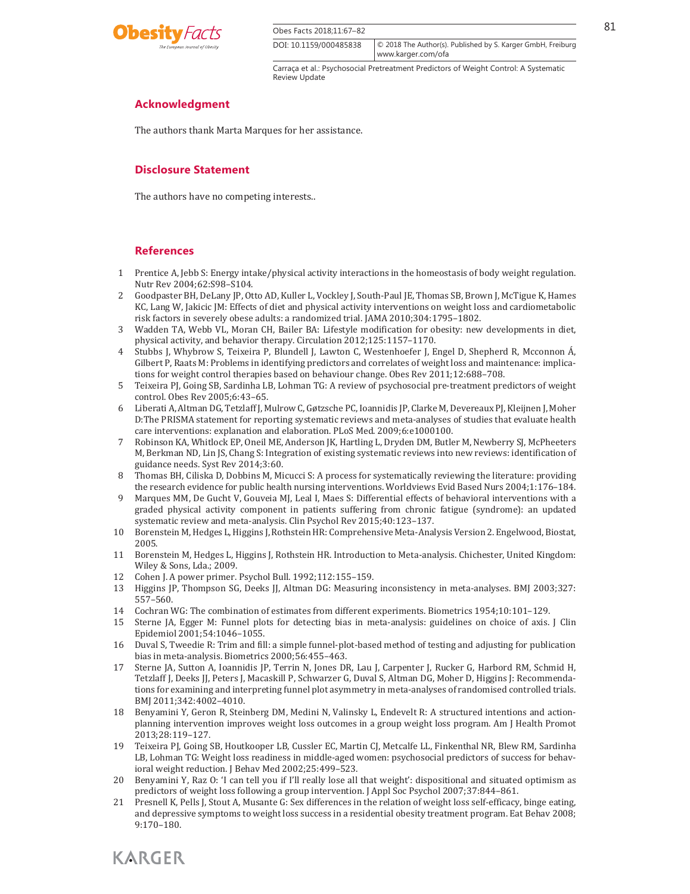## Acknowledgment

The authors thank Marta Marques for her assistance.

## Disclosure Statement

The authors have no competing interests..

## References

1. Prentice A, Jebb S: Energy intake/physical activity interactions in the homeostasis of body weight regulation. Nutr Rev 2004;62:S98–S104.
2. Goodpaster BH, DeLany JP, Otto AD, Kuller L, Vockley J, South-Paul JE, Thomas SB, Brown J, McTigue K, Hames KC, Lang W, Jakicic JM: Effects of diet and physical activity interventions on weight loss and cardiometabolic risk factors in severely obese adults: a randomized trial. JAMA 2010;304:1795–1802.
3. Wadden TA, Webb VL, Moran CH, Bailer BA: Lifestyle modification for obesity: new developments in diet, physical activity, and behavior therapy. Circulation 2012;125:1157–1170.
4. Stubbs J, Whybrow S, Teixeira P, Blundell J, Lawton C, Westenhoefer J, Engel D, Shepherd R, Mcconnon Á, Gilbert P, Raats M: Problems in identifying predictors and correlates of weight loss and maintenance: implications for weight control therapies based on behaviour change. Obes Rev 2011;12:688–708.
5. Teixeira PJ, Going SB, Sardinha LB, Lohman TG: A review of psychosocial pre-treatment predictors of weight control. Obes Rev 2005;6:43–65.
6. Liberati A, Altman DG, Tetzlaff J, Mulrow C, Gøtzsche PC, Ioannidis JP, Clarke M, Devereaux PJ, Kleijnen J, Moher D: The PRISMA statement for reporting systematic reviews and meta-analyses of studies that evaluate health care interventions: explanation and elaboration. PLoS Med. 2009;6:e1000100.
7. Robinson KA, Whitlock EP, Oneil ME, Anderson JK, Hartling L, Dryden DM, Butler M, Newberry SJ, McPheeters M, Berkman ND, Lin JS, Chang S: Integration of existing systematic reviews into new reviews: identification of guidance needs. Syst Rev 2014;3:60.
8. Thomas BH, Ciliska D, Dobbins M, Micucci S: A process for systematically reviewing the literature: providing the research evidence for public health nursing interventions. Worldviews Evid Based Nurs 2004;1:176–184.
9. Marques MM, De Gucht V, Gouveia MJ, Leal I, Maes S: Differential effects of behavioral interventions with a graded physical activity component in patients suffering from chronic fatigue (syndrome): an updated systematic review and meta-analysis. Clin Psychol Rev 2015;40:123–137.
10. Borenstein M, Hedges L, Higgins J, Rothstein HR: Comprehensive Meta-Analysis Version 2. Engelwood, Biostat, 2005.
11. Borenstein M, Hedges L, Higgins J, Rothstein HR. Introduction to Meta-analysis. Chichester, United Kingdom: Wiley & Sons, Lda.; 2009.
12. Cohen J. A power primer. Psychol Bull. 1992;112:155–159.
13. Higgins JP, Thompson SG, Deeks JJ, Altman DG: Measuring inconsistency in meta-analyses. BMJ 2003;327: 557–560.
14. Cochran WG: The combination of estimates from different experiments. Biometrics 1954;10:101–129.
15. Sterne JA, Egger M: Funnel plots for detecting bias in meta-analysis: guidelines on choice of axis. J Clin Epidemiol 2001;54:1046–1055.
16. Duval S, Tweedie R: Trim and fill: a simple funnel-plot-based method of testing and adjusting for publication bias in meta-analysis. Biometrics 2000;56:455–463.
17. Sterne JA, Sutton A, Ioannidis JP, Terrin N, Jones DR, Lau J, Carpenter J, Rucker G, Harbord RM, Schmid H, Tetzlaff J, Deeks JJ, Peters J, Macaskill P, Schwarzer G, Duval S, Altman DG, Moher D, Higgins J: Recommendations for examining and interpreting funnel plot asymmetry in meta-analyses of randomised controlled trials. BMJ 2011;342:4002–4010.
18. Benyamini Y, Geron R, Steinberg DM, Medini N, Valinsky L, Endevelt R: A structured intentions and action-planning intervention improves weight loss outcomes in a group weight loss program. Am J Health Promot 2013;28:119–127.
19. Teixeira PJ, Going SB, Houtkooper LB, Cussler EC, Martin CJ, Metcalfe LL, Finkenthal NR, Blew RM, Sardinha LB, Lohman TG: Weight loss readiness in middle-aged women: psychosocial predictors of success for behavioral weight reduction. J Behav Med 2002;25:499–523.
20. Benyamini Y, Raz O: 'I can tell you if I'll really lose all that weight': dispositional and situated optimism as predictors of weight loss following a group intervention. J Appl Soc Psychol 2007;37:844–861.
21. Presnell K, Pells J, Stout A, Musante G: Sex differences in the relation of weight loss self-efficacy, binge eating, and depressive symptoms to weight loss success in a residential obesity treatment program. Eat Behav 2008; 9:170–180.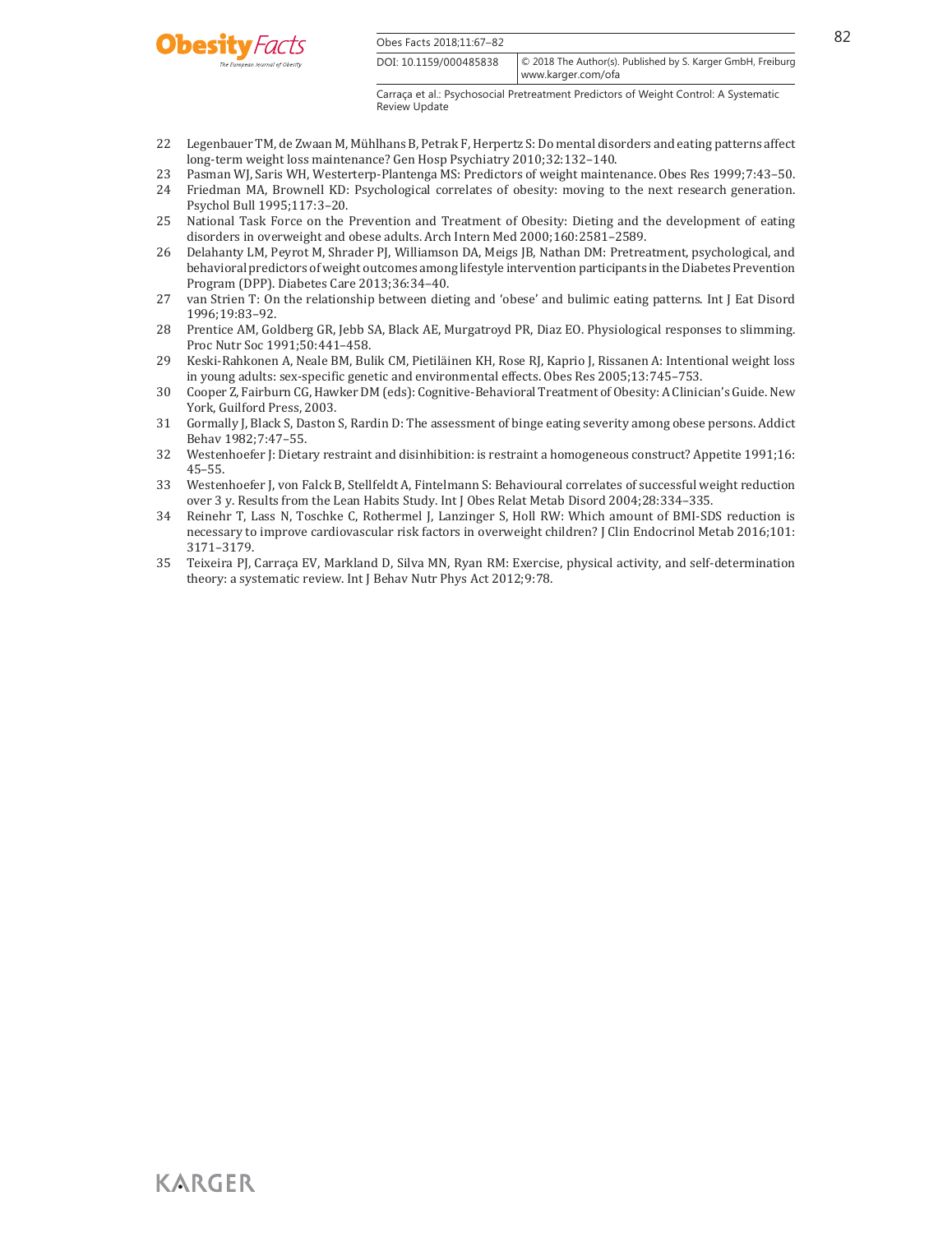22 Legenbauer TM, de Zwaan M, Mühlhans B, Petrak F, Herpertz S: Do mental disorders and eating patterns affect long-term weight loss maintenance? Gen Hosp Psychiatry 2010;32:132–140.
23 Pasman WJ, Saris WH, Westerterp-Plantenga MS: Predictors of weight maintenance. Obes Res 1999;7:43–50.
24 Friedman MA, Brownell KD: Psychological correlates of obesity: moving to the next research generation. Psychol Bull 1995;117:3–20.
25 National Task Force on the Prevention and Treatment of Obesity: Dieting and the development of eating disorders in overweight and obese adults. Arch Intern Med 2000;160:2581–2589.
26 Delahanty LM, Peyrot M, Shrader PJ, Williamson DA, Meigs JB, Nathan DM: Pretreatment, psychological, and behavioral predictors of weight outcomes among lifestyle intervention participants in the Diabetes Prevention Program (DPP). Diabetes Care 2013;36:34–40.
27 van Strien T: On the relationship between dieting and 'obese' and bulimic eating patterns. Int J Eat Disord 1996;19:83–92.
28 Prentice AM, Goldberg GR, Jebb SA, Black AE, Murgatroyd PR, Diaz EO. Physiological responses to slimming. Proc Nutr Soc 1991;50:441–458.
29 Keski-Rahkonen A, Neale BM, Bulik CM, Pietiläinen KH, Rose RJ, Kaprio J, Rissanen A: Intentional weight loss in young adults: sex-specific genetic and environmental effects. Obes Res 2005;13:745–753.
30 Cooper Z, Fairburn CG, Hawker DM (eds): Cognitive-Behavioral Treatment of Obesity: A Clinician's Guide. New York, Guilford Press, 2003.
31 Gormally J, Black S, Daston S, Rardin D: The assessment of binge eating severity among obese persons. Addict Behav 1982;7:47–55.
32 Westenhoefer J: Dietary restraint and disinhibition: is restraint a homogeneous construct? Appetite 1991;16: 45–55.
33 Westenhoefer J, von Falck B, Stellfeldt A, Fintelmann S: Behavioural correlates of successful weight reduction over 3 y. Results from the Lean Habits Study. Int J Obes Relat Metab Disord 2004;28:334–335.
34 Reinehr T, Lass N, Toschke C, Rothermel J, Lanzinger S, Holl RW: Which amount of BMI-SDS reduction is necessary to improve cardiovascular risk factors in overweight children? J Clin Endocrinol Metab 2016;101: 3171–3179.
35 Teixeira PJ, Carraça EV, Markland D, Silva MN, Ryan RM: Exercise, physical activity, and self-determination theory: a systematic review. Int J Behav Nutr Phys Act 2012;9:78.